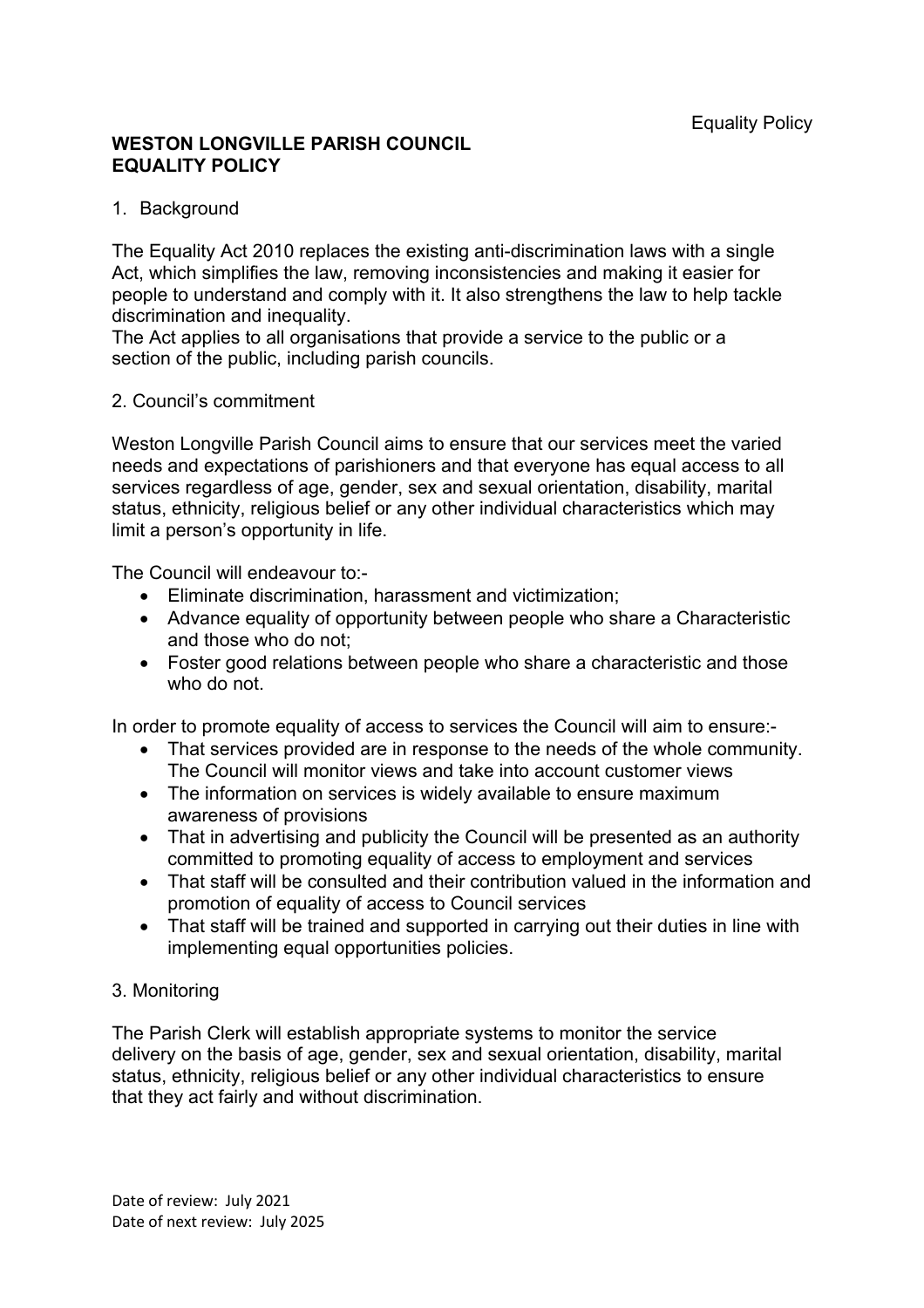# WESTON LONGVILLE PARISH COUNCIL
# EQUALITY POLICY

## 1. Background

The Equality Act 2010 replaces the existing anti-discrimination laws with a single Act, which simplifies the law, removing inconsistencies and making it easier for people to understand and comply with it. It also strengthens the law to help tackle discrimination and inequality.
The Act applies to all organisations that provide a service to the public or a section of the public, including parish councils.

## 2. Council's commitment

Weston Longville Parish Council aims to ensure that our services meet the varied needs and expectations of parishioners and that everyone has equal access to all services regardless of age, gender, sex and sexual orientation, disability, marital status, ethnicity, religious belief or any other individual characteristics which may limit a person's opportunity in life.

The Council will endeavour to:-

- Eliminate discrimination, harassment and victimization;
- Advance equality of opportunity between people who share a Characteristic and those who do not;
- Foster good relations between people who share a characteristic and those who do not.

In order to promote equality of access to services the Council will aim to ensure:-

- That services provided are in response to the needs of the whole community. The Council will monitor views and take into account customer views
- The information on services is widely available to ensure maximum awareness of provisions
- That in advertising and publicity the Council will be presented as an authority committed to promoting equality of access to employment and services
- That staff will be consulted and their contribution valued in the information and promotion of equality of access to Council services
- That staff will be trained and supported in carrying out their duties in line with implementing equal opportunities policies.

## 3. Monitoring

The Parish Clerk will establish appropriate systems to monitor the service delivery on the basis of age, gender, sex and sexual orientation, disability, marital status, ethnicity, religious belief or any other individual characteristics to ensure that they act fairly and without discrimination.

Date of review: July 2021
Date of next review: July 2025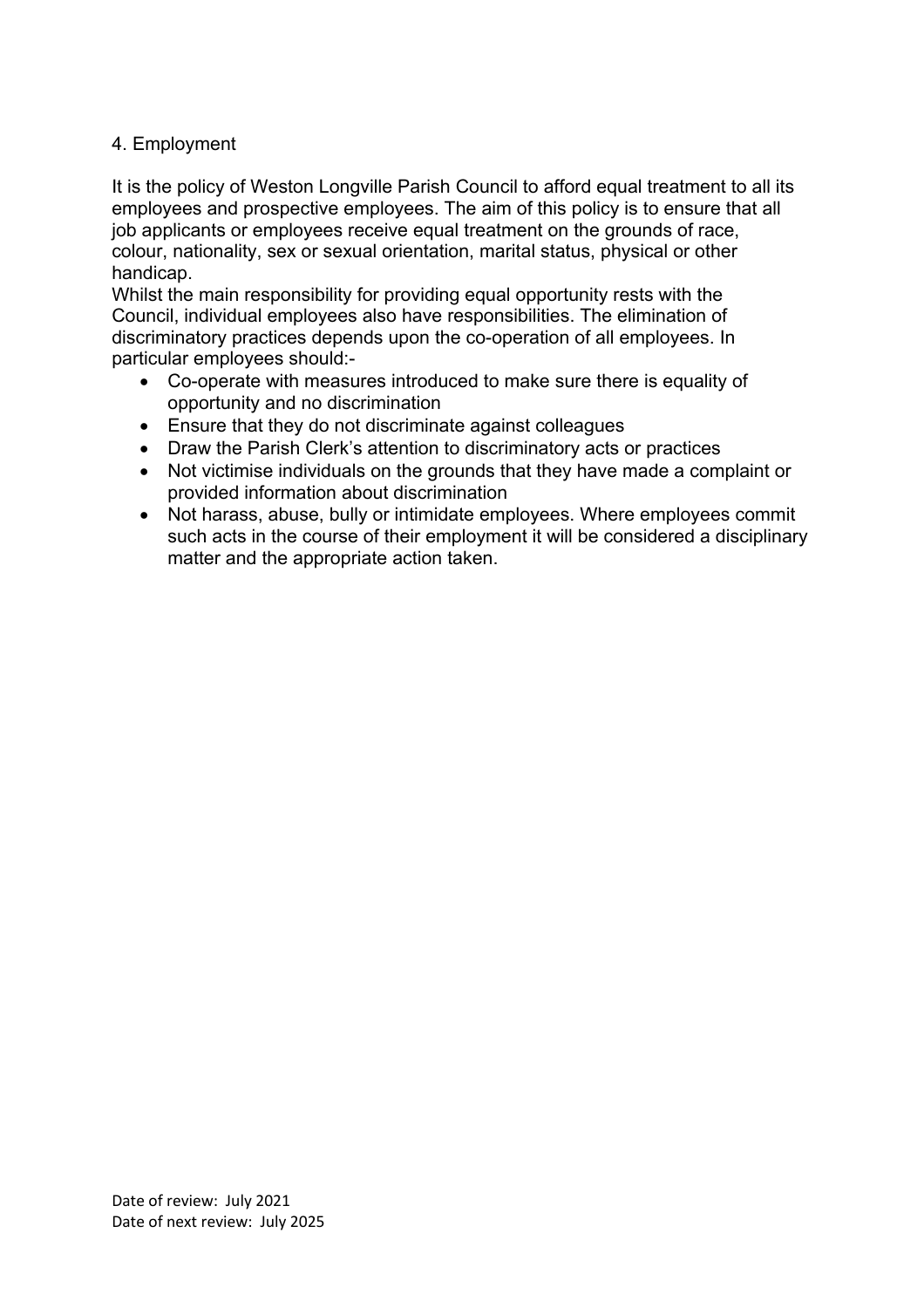## 4. Employment

It is the policy of Weston Longville Parish Council to afford equal treatment to all its employees and prospective employees. The aim of this policy is to ensure that all job applicants or employees receive equal treatment on the grounds of race, colour, nationality, sex or sexual orientation, marital status, physical or other handicap.

Whilst the main responsibility for providing equal opportunity rests with the Council, individual employees also have responsibilities. The elimination of discriminatory practices depends upon the co-operation of all employees. In particular employees should:-

- Co-operate with measures introduced to make sure there is equality of opportunity and no discrimination
- Ensure that they do not discriminate against colleagues
- Draw the Parish Clerk's attention to discriminatory acts or practices
- Not victimise individuals on the grounds that they have made a complaint or provided information about discrimination
- Not harass, abuse, bully or intimidate employees. Where employees commit such acts in the course of their employment it will be considered a disciplinary matter and the appropriate action taken.

Date of review: July 2021
Date of next review: July 2025